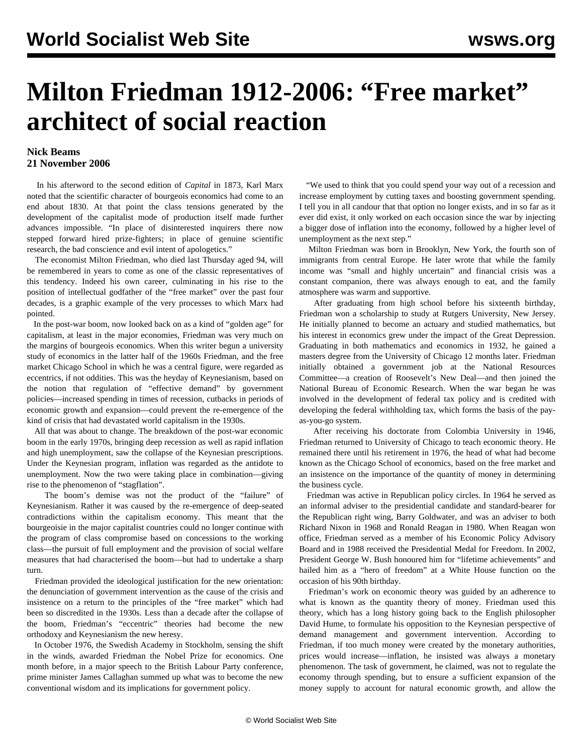# Milton Friedman 1912-2006: "Free market" architect of social reaction

**Nick Beams**
**21 November 2006**

In his afterword to the second edition of *Capital* in 1873, Karl Marx noted that the scientific character of bourgeois economics had come to an end about 1830. At that point the class tensions generated by the development of the capitalist mode of production itself made further advances impossible. "In place of disinterested inquirers there now stepped forward hired prize-fighters; in place of genuine scientific research, the bad conscience and evil intent of apologetics."

The economist Milton Friedman, who died last Thursday aged 94, will be remembered in years to come as one of the classic representatives of this tendency. Indeed his own career, culminating in his rise to the position of intellectual godfather of the "free market" over the past four decades, is a graphic example of the very processes to which Marx had pointed.

In the post-war boom, now looked back on as a kind of "golden age" for capitalism, at least in the major economies, Friedman was very much on the margins of bourgeois economics. When this writer begun a university study of economics in the latter half of the 1960s Friedman, and the free market Chicago School in which he was a central figure, were regarded as eccentrics, if not oddities. This was the heyday of Keynesianism, based on the notion that regulation of "effective demand" by government policies—increased spending in times of recession, cutbacks in periods of economic growth and expansion—could prevent the re-emergence of the kind of crisis that had devastated world capitalism in the 1930s.

All that was about to change. The breakdown of the post-war economic boom in the early 1970s, bringing deep recession as well as rapid inflation and high unemployment, saw the collapse of the Keynesian prescriptions. Under the Keynesian program, inflation was regarded as the antidote to unemployment. Now the two were taking place in combination—giving rise to the phenomenon of "stagflation".

The boom's demise was not the product of the "failure" of Keynesianism. Rather it was caused by the re-emergence of deep-seated contradictions within the capitalism economy. This meant that the bourgeoisie in the major capitalist countries could no longer continue with the program of class compromise based on concessions to the working class—the pursuit of full employment and the provision of social welfare measures that had characterised the boom—but had to undertake a sharp turn.

Friedman provided the ideological justification for the new orientation: the denunciation of government intervention as the cause of the crisis and insistence on a return to the principles of the "free market" which had been so discredited in the 1930s. Less than a decade after the collapse of the boom, Friedman's "eccentric" theories had become the new orthodoxy and Keynesianism the new heresy.

In October 1976, the Swedish Academy in Stockholm, sensing the shift in the winds, awarded Friedman the Nobel Prize for economics. One month before, in a major speech to the British Labour Party conference, prime minister James Callaghan summed up what was to become the new conventional wisdom and its implications for government policy.

"We used to think that you could spend your way out of a recession and increase employment by cutting taxes and boosting government spending. I tell you in all candour that that option no longer exists, and in so far as it ever did exist, it only worked on each occasion since the war by injecting a bigger dose of inflation into the economy, followed by a higher level of unemployment as the next step."

Milton Friedman was born in Brooklyn, New York, the fourth son of immigrants from central Europe. He later wrote that while the family income was "small and highly uncertain" and financial crisis was a constant companion, there was always enough to eat, and the family atmosphere was warm and supportive.

After graduating from high school before his sixteenth birthday, Friedman won a scholarship to study at Rutgers University, New Jersey. He initially planned to become an actuary and studied mathematics, but his interest in economics grew under the impact of the Great Depression. Graduating in both mathematics and economics in 1932, he gained a masters degree from the University of Chicago 12 months later. Friedman initially obtained a government job at the National Resources Committee—a creation of Roosevelt's New Deal—and then joined the National Bureau of Economic Research. When the war began he was involved in the development of federal tax policy and is credited with developing the federal withholding tax, which forms the basis of the pay-as-you-go system.

After receiving his doctorate from Colombia University in 1946, Friedman returned to University of Chicago to teach economic theory. He remained there until his retirement in 1976, the head of what had become known as the Chicago School of economics, based on the free market and an insistence on the importance of the quantity of money in determining the business cycle.

Friedman was active in Republican policy circles. In 1964 he served as an informal adviser to the presidential candidate and standard-bearer for the Republican right wing, Barry Goldwater, and was an adviser to both Richard Nixon in 1968 and Ronald Reagan in 1980. When Reagan won office, Friedman served as a member of his Economic Policy Advisory Board and in 1988 received the Presidential Medal for Freedom. In 2002, President George W. Bush honoured him for "lifetime achievements" and hailed him as a "hero of freedom" at a White House function on the occasion of his 90th birthday.

Friedman's work on economic theory was guided by an adherence to what is known as the quantity theory of money. Friedman used this theory, which has a long history going back to the English philosopher David Hume, to formulate his opposition to the Keynesian perspective of demand management and government intervention. According to Friedman, if too much money were created by the monetary authorities, prices would increase—inflation, he insisted was always a monetary phenomenon. The task of government, he claimed, was not to regulate the economy through spending, but to ensure a sufficient expansion of the money supply to account for natural economic growth, and allow the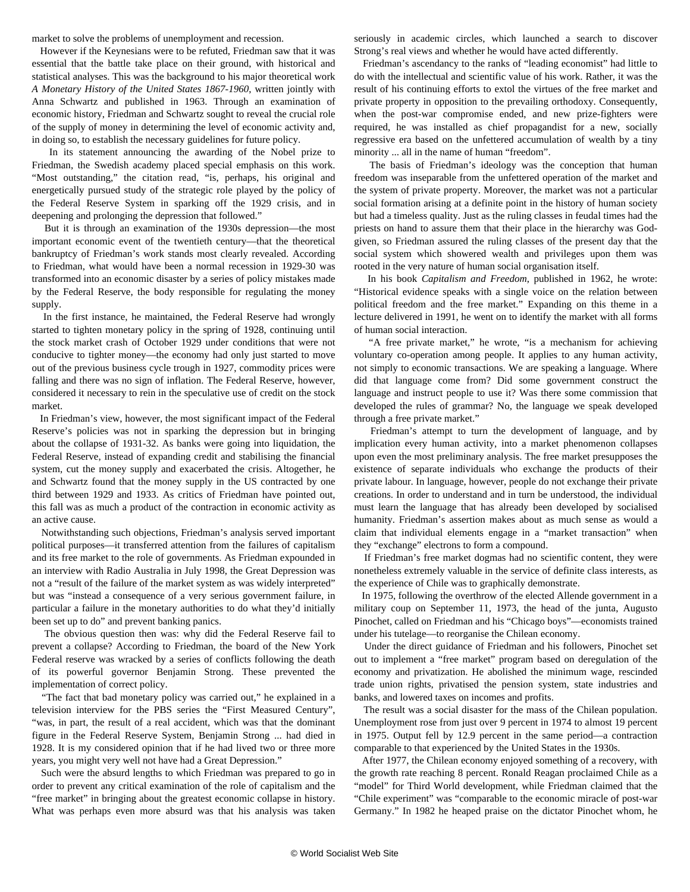market to solve the problems of unemployment and recession.

However if the Keynesians were to be refuted, Friedman saw that it was essential that the battle take place on their ground, with historical and statistical analyses. This was the background to his major theoretical work *A Monetary History of the United States 1867-1960*, written jointly with Anna Schwartz and published in 1963. Through an examination of economic history, Friedman and Schwartz sought to reveal the crucial role of the supply of money in determining the level of economic activity and, in doing so, to establish the necessary guidelines for future policy.

In its statement announcing the awarding of the Nobel prize to Friedman, the Swedish academy placed special emphasis on this work. "Most outstanding," the citation read, "is, perhaps, his original and energetically pursued study of the strategic role played by the policy of the Federal Reserve System in sparking off the 1929 crisis, and in deepening and prolonging the depression that followed."

But it is through an examination of the 1930s depression—the most important economic event of the twentieth century—that the theoretical bankruptcy of Friedman's work stands most clearly revealed. According to Friedman, what would have been a normal recession in 1929-30 was transformed into an economic disaster by a series of policy mistakes made by the Federal Reserve, the body responsible for regulating the money supply.

In the first instance, he maintained, the Federal Reserve had wrongly started to tighten monetary policy in the spring of 1928, continuing until the stock market crash of October 1929 under conditions that were not conducive to tighter money—the economy had only just started to move out of the previous business cycle trough in 1927, commodity prices were falling and there was no sign of inflation. The Federal Reserve, however, considered it necessary to rein in the speculative use of credit on the stock market.

In Friedman's view, however, the most significant impact of the Federal Reserve's policies was not in sparking the depression but in bringing about the collapse of 1931-32. As banks were going into liquidation, the Federal Reserve, instead of expanding credit and stabilising the financial system, cut the money supply and exacerbated the crisis. Altogether, he and Schwartz found that the money supply in the US contracted by one third between 1929 and 1933. As critics of Friedman have pointed out, this fall was as much a product of the contraction in economic activity as an active cause.

Notwithstanding such objections, Friedman's analysis served important political purposes—it transferred attention from the failures of capitalism and its free market to the role of governments. As Friedman expounded in an interview with Radio Australia in July 1998, the Great Depression was not a "result of the failure of the market system as was widely interpreted" but was "instead a consequence of a very serious government failure, in particular a failure in the monetary authorities to do what they'd initially been set up to do" and prevent banking panics.

The obvious question then was: why did the Federal Reserve fail to prevent a collapse? According to Friedman, the board of the New York Federal reserve was wracked by a series of conflicts following the death of its powerful governor Benjamin Strong. These prevented the implementation of correct policy.

"The fact that bad monetary policy was carried out," he explained in a television interview for the PBS series the "First Measured Century", "was, in part, the result of a real accident, which was that the dominant figure in the Federal Reserve System, Benjamin Strong ... had died in 1928. It is my considered opinion that if he had lived two or three more years, you might very well not have had a Great Depression."

Such were the absurd lengths to which Friedman was prepared to go in order to prevent any critical examination of the role of capitalism and the "free market" in bringing about the greatest economic collapse in history. What was perhaps even more absurd was that his analysis was taken seriously in academic circles, which launched a search to discover Strong's real views and whether he would have acted differently.

Friedman's ascendancy to the ranks of "leading economist" had little to do with the intellectual and scientific value of his work. Rather, it was the result of his continuing efforts to extol the virtues of the free market and private property in opposition to the prevailing orthodoxy. Consequently, when the post-war compromise ended, and new prize-fighters were required, he was installed as chief propagandist for a new, socially regressive era based on the unfettered accumulation of wealth by a tiny minority ... all in the name of human "freedom".

The basis of Friedman's ideology was the conception that human freedom was inseparable from the unfettered operation of the market and the system of private property. Moreover, the market was not a particular social formation arising at a definite point in the history of human society but had a timeless quality. Just as the ruling classes in feudal times had the priests on hand to assure them that their place in the hierarchy was God-given, so Friedman assured the ruling classes of the present day that the social system which showered wealth and privileges upon them was rooted in the very nature of human social organisation itself.

In his book *Capitalism and Freedom*, published in 1962, he wrote: "Historical evidence speaks with a single voice on the relation between political freedom and the free market." Expanding on this theme in a lecture delivered in 1991, he went on to identify the market with all forms of human social interaction.

"A free private market," he wrote, "is a mechanism for achieving voluntary co-operation among people. It applies to any human activity, not simply to economic transactions. We are speaking a language. Where did that language come from? Did some government construct the language and instruct people to use it? Was there some commission that developed the rules of grammar? No, the language we speak developed through a free private market."

Friedman's attempt to turn the development of language, and by implication every human activity, into a market phenomenon collapses upon even the most preliminary analysis. The free market presupposes the existence of separate individuals who exchange the products of their private labour. In language, however, people do not exchange their private creations. In order to understand and in turn be understood, the individual must learn the language that has already been developed by socialised humanity. Friedman's assertion makes about as much sense as would a claim that individual elements engage in a "market transaction" when they "exchange" electrons to form a compound.

If Friedman's free market dogmas had no scientific content, they were nonetheless extremely valuable in the service of definite class interests, as the experience of Chile was to graphically demonstrate.

In 1975, following the overthrow of the elected Allende government in a military coup on September 11, 1973, the head of the junta, Augusto Pinochet, called on Friedman and his "Chicago boys"—economists trained under his tutelage—to reorganise the Chilean economy.

Under the direct guidance of Friedman and his followers, Pinochet set out to implement a "free market" program based on deregulation of the economy and privatization. He abolished the minimum wage, rescinded trade union rights, privatised the pension system, state industries and banks, and lowered taxes on incomes and profits.

The result was a social disaster for the mass of the Chilean population. Unemployment rose from just over 9 percent in 1974 to almost 19 percent in 1975. Output fell by 12.9 percent in the same period—a contraction comparable to that experienced by the United States in the 1930s.

After 1977, the Chilean economy enjoyed something of a recovery, with the growth rate reaching 8 percent. Ronald Reagan proclaimed Chile as a "model" for Third World development, while Friedman claimed that the "Chile experiment" was "comparable to the economic miracle of post-war Germany." In 1982 he heaped praise on the dictator Pinochet whom, he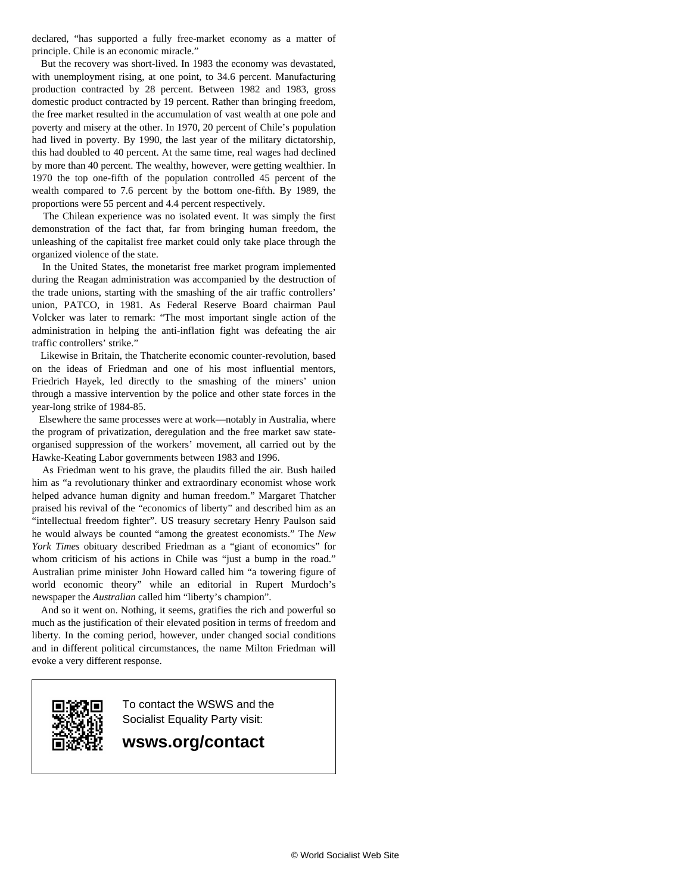declared, "has supported a fully free-market economy as a matter of principle. Chile is an economic miracle."

But the recovery was short-lived. In 1983 the economy was devastated, with unemployment rising, at one point, to 34.6 percent. Manufacturing production contracted by 28 percent. Between 1982 and 1983, gross domestic product contracted by 19 percent. Rather than bringing freedom, the free market resulted in the accumulation of vast wealth at one pole and poverty and misery at the other. In 1970, 20 percent of Chile's population had lived in poverty. By 1990, the last year of the military dictatorship, this had doubled to 40 percent. At the same time, real wages had declined by more than 40 percent. The wealthy, however, were getting wealthier. In 1970 the top one-fifth of the population controlled 45 percent of the wealth compared to 7.6 percent by the bottom one-fifth. By 1989, the proportions were 55 percent and 4.4 percent respectively.

The Chilean experience was no isolated event. It was simply the first demonstration of the fact that, far from bringing human freedom, the unleashing of the capitalist free market could only take place through the organized violence of the state.

In the United States, the monetarist free market program implemented during the Reagan administration was accompanied by the destruction of the trade unions, starting with the smashing of the air traffic controllers' union, PATCO, in 1981. As Federal Reserve Board chairman Paul Volcker was later to remark: "The most important single action of the administration in helping the anti-inflation fight was defeating the air traffic controllers' strike."

Likewise in Britain, the Thatcherite economic counter-revolution, based on the ideas of Friedman and one of his most influential mentors, Friedrich Hayek, led directly to the smashing of the miners' union through a massive intervention by the police and other state forces in the year-long strike of 1984-85.

Elsewhere the same processes were at work—notably in Australia, where the program of privatization, deregulation and the free market saw state-organised suppression of the workers' movement, all carried out by the Hawke-Keating Labor governments between 1983 and 1996.

As Friedman went to his grave, the plaudits filled the air. Bush hailed him as "a revolutionary thinker and extraordinary economist whose work helped advance human dignity and human freedom." Margaret Thatcher praised his revival of the "economics of liberty" and described him as an "intellectual freedom fighter". US treasury secretary Henry Paulson said he would always be counted "among the greatest economists." The *New York Times* obituary described Friedman as a "giant of economics" for whom criticism of his actions in Chile was "just a bump in the road." Australian prime minister John Howard called him "a towering figure of world economic theory" while an editorial in Rupert Murdoch's newspaper the *Australian* called him "liberty's champion".

And so it went on. Nothing, it seems, gratifies the rich and powerful so much as the justification of their elevated position in terms of freedom and liberty. In the coming period, however, under changed social conditions and in different political circumstances, the name Milton Friedman will evoke a very different response.

To contact the WSWS and the Socialist Equality Party visit:

**wsws.org/contact**